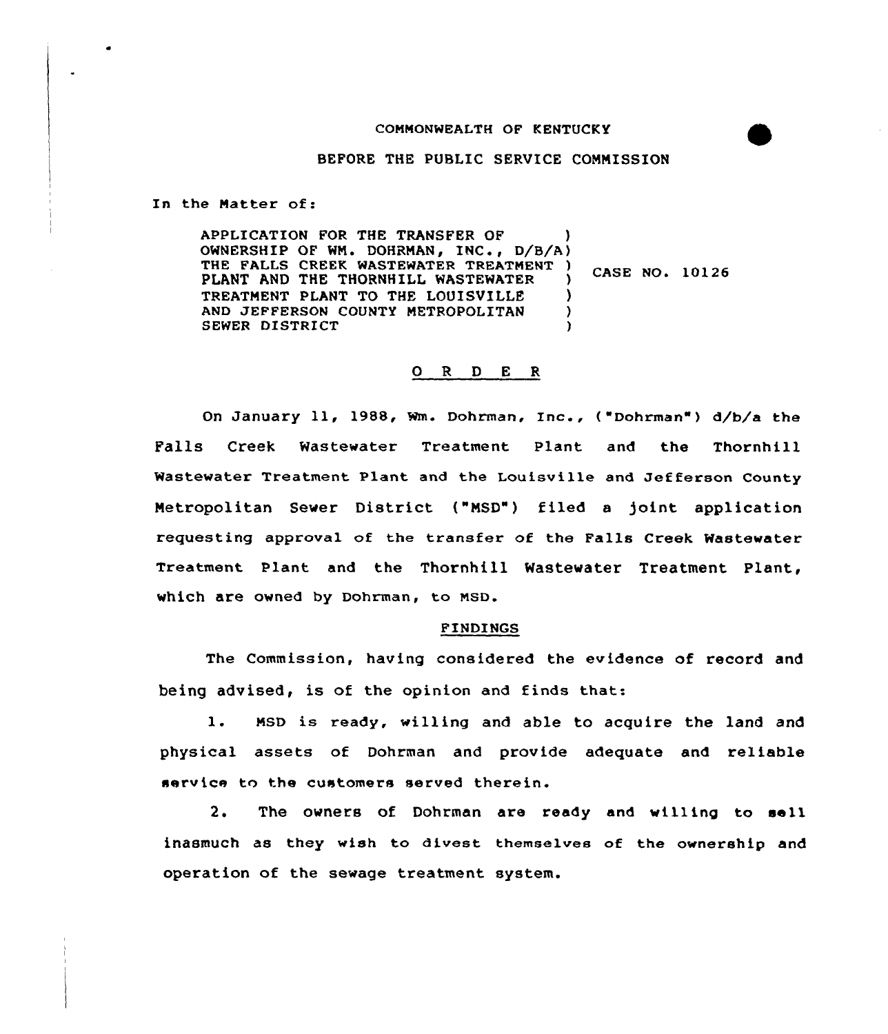COMMONWEALTH OF KENTUCKY

BEFORE THE PUBLIC SERVICE COMMISSION

In the Matter of:

APPLICATION FOR THE TRANSFER OF OWNERSHIP OF WM. DOHRMAN, INC., D/B/A THE FALLS CREEK WASTEWATER TREATMENT PLANT AND THE THORNHILL WASTEWATER TREATMENT PLANT TO THE LOUISVILLE AND JEFFERSON COUNTY METROPOLITAN SEWER DISTRICT ) CASE NO. 10126

## O R D E R

On January 11, 1988, Wm. Dohrman, Inc., ("Dohrman") d/b/a the Falls Creek Wastewater Treatment Plant and the Thornhill Wastewater Treatment Plant and the Louisville and Jefferson County Metropolitan Sewer District ("MSD") filed a joint application requesting approval of the transfer of the Falls Creek Wastewater Treatment Plant and the Thornhill Wastewater Treatment Plant, which are owned by Dohrman, to MSD.

### FINDINGS

The Commission, having considered the evidence of record and being advised, is of the opinion and finds that:

1. MSD is ready, willing and able to acquire the land and physical assets of Dohrman and provide adequate and reliable service to the customers served therein.

2. The owners of Dohrman are ready and willing to sell inasmuch as they wish to divest themselves of the ownership and operation of the sewage treatment system.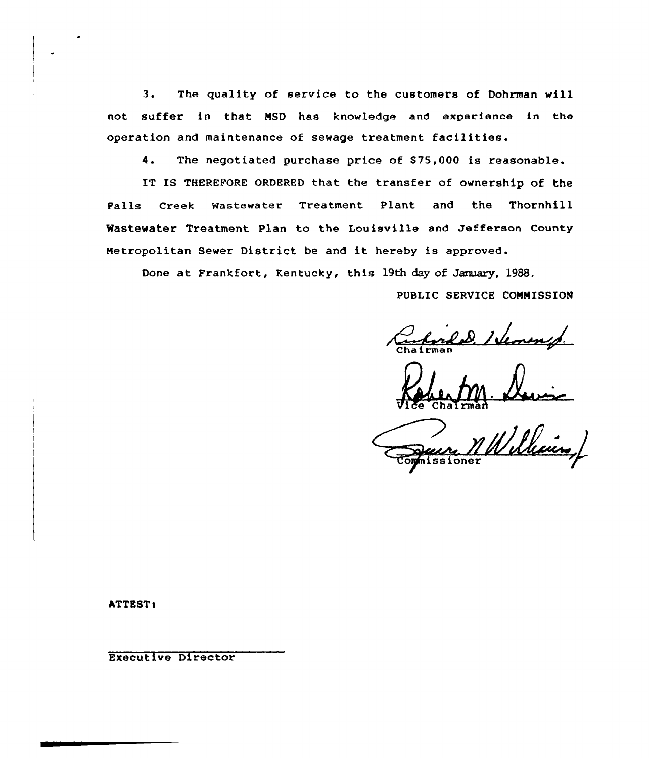3. The quality of service to the customers of Dohrman will not suffer in that MSD has knowledge and experience in the operation and maintenance of sewage treatment facilities.

4. The negotiated purchase price of $75,000 is reasonable.

IT IS THEREFORE ORDERED that the transfer of ownership of the Falls Creek Wastewater Treatment Plant and the Thornhill Wastewater Treatment Plan to the Louisville and Jefferson County Metropolitan Sewer District be and it hereby is approved.

Done at Frankfort, Kentucky, this 19th day of January, 1988.

PUBLIC SERVICE COMMISSION

Chairman

Vice Chairman

Commissioner

ATTEST:

Executive Director